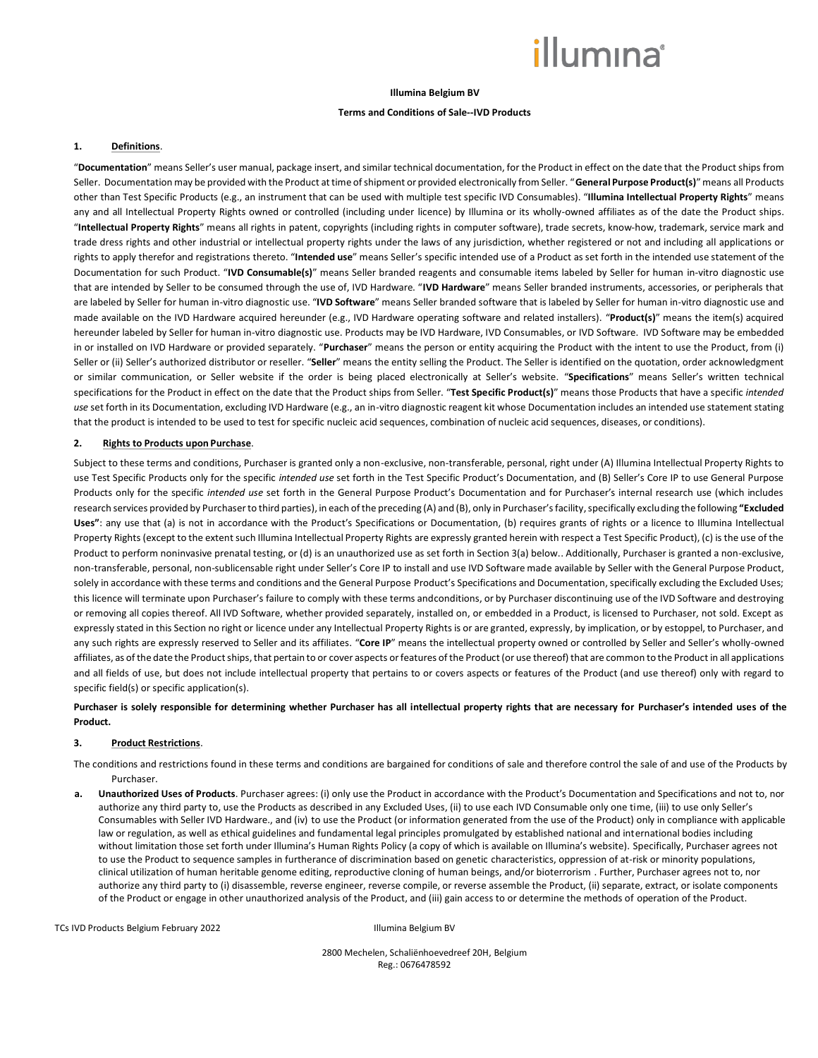**Illumina Belgium BV**

**Terms and Conditions of Sale--IVD Products**

**1. Definitions**.

"**Documentation**" means Seller's user manual, package insert, and similar technical documentation, for the Product in effect on the date that the Product ships from Seller. Documentation may be provided with the Product at time of shipment or provided electronically from Seller. "**General Purpose Product(s)**" means all Products other than Test Specific Products (e.g., an instrument that can be used with multiple test specific IVD Consumables). "**Illumina Intellectual Property Rights**" means any and all Intellectual Property Rights owned or controlled (including under licence) by Illumina or its wholly-owned affiliates as of the date the Product ships. "**Intellectual Property Rights**" means all rights in patent, copyrights (including rights in computer software), trade secrets, know-how, trademark, service mark and trade dress rights and other industrial or intellectual property rights under the laws of any jurisdiction, whether registered or not and including all applications or rights to apply therefor and registrations thereto. "**Intended use**" means Seller's specific intended use of a Product as set forth in the intended use statement of the Documentation for such Product. "**IVD Consumable(s)**" means Seller branded reagents and consumable items labeled by Seller for human in-vitro diagnostic use that are intended by Seller to be consumed through the use of, IVD Hardware. "**IVD Hardware**" means Seller branded instruments, accessories, or peripherals that are labeled by Seller for human in-vitro diagnostic use. "**IVD Software**" means Seller branded software that is labeled by Seller for human in-vitro diagnostic use and made available on the IVD Hardware acquired hereunder (e.g., IVD Hardware operating software and related installers). "**Product(s)**" means the item(s) acquired hereunder labeled by Seller for human in-vitro diagnostic use. Products may be IVD Hardware, IVD Consumables, or IVD Software. IVD Software may be embedded in or installed on IVD Hardware or provided separately. "**Purchaser**" means the person or entity acquiring the Product with the intent to use the Product, from (i) Seller or (ii) Seller's authorized distributor or reseller. "**Seller**" means the entity selling the Product. The Seller is identified on the quotation, order acknowledgment or similar communication, or Seller website if the order is being placed electronically at Seller's website. "**Specifications**" means Seller's written technical specifications for the Product in effect on the date that the Product ships from Seller. "**Test Specific Product(s)**" means those Products that have a specific *intended use* set forth in its Documentation, excluding IVD Hardware (e.g., an in-vitro diagnostic reagent kit whose Documentation includes an intended use statement stating that the product is intended to be used to test for specific nucleic acid sequences, combination of nucleic acid sequences, diseases, or conditions).

**2. Rights to Products upon Purchase**.

Subject to these terms and conditions, Purchaser is granted only a non-exclusive, non-transferable, personal, right under (A) Illumina Intellectual Property Rights to use Test Specific Products only for the specific *intended use* set forth in the Test Specific Product's Documentation, and (B) Seller's Core IP to use General Purpose Products only for the specific *intended use* set forth in the General Purpose Product's Documentation and for Purchaser's internal research use (which includes research services provided by Purchaser to third parties), in each of the preceding (A) and (B), only in Purchaser's facility, specifically excluding the following **"Excluded Uses"**: any use that (a) is not in accordance with the Product's Specifications or Documentation, (b) requires grants of rights or a licence to Illumina Intellectual Property Rights (except to the extent such Illumina Intellectual Property Rights are expressly granted herein with respect a Test Specific Product), (c) is the use of the Product to perform noninvasive prenatal testing, or (d) is an unauthorized use as set forth in Section 3(a) below.. Additionally, Purchaser is granted a non-exclusive, non-transferable, personal, non-sublicensable right under Seller's Core IP to install and use IVD Software made available by Seller with the General Purpose Product, solely in accordance with these terms and conditions and the General Purpose Product's Specifications and Documentation, specifically excluding the Excluded Uses; this licence will terminate upon Purchaser's failure to comply with these terms andconditions, or by Purchaser discontinuing use of the IVD Software and destroying or removing all copies thereof. All IVD Software, whether provided separately, installed on, or embedded in a Product, is licensed to Purchaser, not sold. Except as expressly stated in this Section no right or licence under any Intellectual Property Rights is or are granted, expressly, by implication, or by estoppel, to Purchaser, and any such rights are expressly reserved to Seller and its affiliates. "**Core IP**" means the intellectual property owned or controlled by Seller and Seller's wholly-owned affiliates, as of the date the Product ships, that pertain to or cover aspects or features of the Product (or use thereof) that are common to the Product in all applications and all fields of use, but does not include intellectual property that pertains to or covers aspects or features of the Product (and use thereof) only with regard to specific field(s) or specific application(s).

**Purchaser is solely responsible for determining whether Purchaser has all intellectual property rights that are necessary for Purchaser's intended uses of the Product.**

**3. Product Restrictions**.

The conditions and restrictions found in these terms and conditions are bargained for conditions of sale and therefore control the sale of and use of the Products by Purchaser.

**a. Unauthorized Uses of Products**. Purchaser agrees: (i) only use the Product in accordance with the Product's Documentation and Specifications and not to, nor authorize any third party to, use the Products as described in any Excluded Uses, (ii) to use each IVD Consumable only one time, (iii) to use only Seller's Consumables with Seller IVD Hardware., and (iv) to use the Product (or information generated from the use of the Product) only in compliance with applicable law or regulation, as well as ethical guidelines and fundamental legal principles promulgated by established national and international bodies including without limitation those set forth under Illumina's Human Rights Policy (a copy of which is available on Illumina's website). Specifically, Purchaser agrees not to use the Product to sequence samples in furtherance of discrimination based on genetic characteristics, oppression of at-risk or minority populations, clinical utilization of human heritable genome editing, reproductive cloning of human beings, and/or bioterrorism . Further, Purchaser agrees not to, nor authorize any third party to (i) disassemble, reverse engineer, reverse compile, or reverse assemble the Product, (ii) separate, extract, or isolate components of the Product or engage in other unauthorized analysis of the Product, and (iii) gain access to or determine the methods of operation of the Product.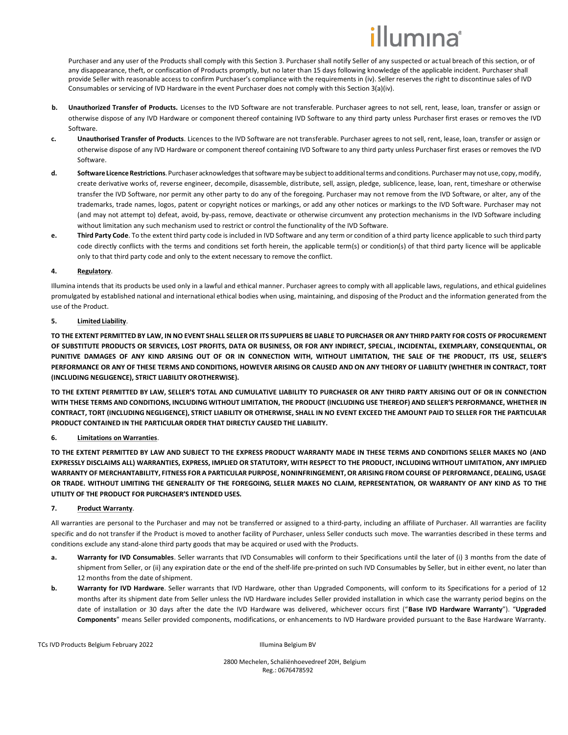Purchaser and any user of the Products shall comply with this Section 3. Purchaser shall notify Seller of any suspected or actual breach of this section, or of any disappearance, theft, or confiscation of Products promptly, but no later than 15 days following knowledge of the applicable incident. Purchaser shall provide Seller with reasonable access to confirm Purchaser's compliance with the requirements in (iv). Seller reserves the right to discontinue sales of IVD Consumables or servicing of IVD Hardware in the event Purchaser does not comply with this Section 3(a)(iv).

**b. Unauthorized Transfer of Products.** Licenses to the IVD Software are not transferable. Purchaser agrees to not sell, rent, lease, loan, transfer or assign or otherwise dispose of any IVD Hardware or component thereof containing IVD Software to any third party unless Purchaser first erases or removes the IVD Software.

**c. Unauthorised Transfer of Products**. Licences to the IVD Software are not transferable. Purchaser agrees to not sell, rent, lease, loan, transfer or assign or otherwise dispose of any IVD Hardware or component thereof containing IVD Software to any third party unless Purchaser first erases or removes the IVD Software.

**d. Software Licence Restrictions**. Purchaser acknowledges that software may be subject to additional terms and conditions. Purchaser may not use, copy, modify, create derivative works of, reverse engineer, decompile, disassemble, distribute, sell, assign, pledge, sublicence, lease, loan, rent, timeshare or otherwise transfer the IVD Software, nor permit any other party to do any of the foregoing. Purchaser may not remove from the IVD Software, or alter, any of the trademarks, trade names, logos, patent or copyright notices or markings, or add any other notices or markings to the IVD Software. Purchaser may not (and may not attempt to) defeat, avoid, by-pass, remove, deactivate or otherwise circumvent any protection mechanisms in the IVD Software including without limitation any such mechanism used to restrict or control the functionality of the IVD Software.

**e. Third Party Code**. To the extent third party code is included in IVD Software and any term or condition of a third party licence applicable to such third party code directly conflicts with the terms and conditions set forth herein, the applicable term(s) or condition(s) of that third party licence will be applicable only to that third party code and only to the extent necessary to remove the conflict.

**4. Regulatory**.

Illumina intends that its products be used only in a lawful and ethical manner. Purchaser agrees to comply with all applicable laws, regulations, and ethical guidelines promulgated by established national and international ethical bodies when using, maintaining, and disposing of the Product and the information generated from the use of the Product.

**5. Limited Liability**.

**TO THE EXTENT PERMITTED BY LAW, IN NO EVENT SHALL SELLER OR ITS SUPPLIERS BE LIABLE TO PURCHASER OR ANY THIRD PARTY FOR COSTS OF PROCUREMENT OF SUBSTITUTE PRODUCTS OR SERVICES, LOST PROFITS, DATA OR BUSINESS, OR FOR ANY INDIRECT, SPECIAL, INCIDENTAL, EXEMPLARY, CONSEQUENTIAL, OR PUNITIVE DAMAGES OF ANY KIND ARISING OUT OF OR IN CONNECTION WITH, WITHOUT LIMITATION, THE SALE OF THE PRODUCT, ITS USE, SELLER'S PERFORMANCE OR ANY OF THESE TERMS AND CONDITIONS, HOWEVER ARISING OR CAUSED AND ON ANY THEORY OF LIABILITY (WHETHER IN CONTRACT, TORT (INCLUDING NEGLIGENCE), STRICT LIABILITY OR OTHERWISE).**

**TO THE EXTENT PERMITTED BY LAW, SELLER'S TOTAL AND CUMULATIVE LIABILITY TO PURCHASER OR ANY THIRD PARTY ARISING OUT OF OR IN CONNECTION WITH THESE TERMS AND CONDITIONS, INCLUDING WITHOUT LIMITATION, THE PRODUCT (INCLUDING USE THEREOF) AND SELLER'S PERFORMANCE, WHETHER IN CONTRACT, TORT (INCLUDING NEGLIGENCE), STRICT LIABILITY OR OTHERWISE, SHALL IN NO EVENT EXCEED THE AMOUNT PAID TO SELLER FOR THE PARTICULAR PRODUCT CONTAINED IN THE PARTICULAR ORDER THAT DIRECTLY CAUSED THE LIABILITY.**

**6. Limitations on Warranties**.

**TO THE EXTENT PERMITTED BY LAW AND SUBJECT TO THE EXPRESS PRODUCT WARRANTY MADE IN THESE TERMS AND CONDITIONS SELLER MAKES NO (AND EXPRESSLY DISCLAIMS ALL) WARRANTIES, EXPRESS, IMPLIED OR STATUTORY, WITH RESPECT TO THE PRODUCT, INCLUDING WITHOUT LIMITATION, ANY IMPLIED WARRANTY OF MERCHANTABILITY, FITNESS FOR A PARTICULAR PURPOSE, NONINFRINGEMENT, OR ARISING FROM COURSE OF PERFORMANCE, DEALING, USAGE OR TRADE. WITHOUT LIMITING THE GENERALITY OF THE FOREGOING, SELLER MAKES NO CLAIM, REPRESENTATION, OR WARRANTY OF ANY KIND AS TO THE UTILITY OF THE PRODUCT FOR PURCHASER'S INTENDED USES.**

**7. Product Warranty**.

All warranties are personal to the Purchaser and may not be transferred or assigned to a third-party, including an affiliate of Purchaser. All warranties are facility specific and do not transfer if the Product is moved to another facility of Purchaser, unless Seller conducts such move. The warranties described in these terms and conditions exclude any stand-alone third party goods that may be acquired or used with the Products.

**a. Warranty for IVD Consumables**. Seller warrants that IVD Consumables will conform to their Specifications until the later of (i) 3 months from the date of shipment from Seller, or (ii) any expiration date or the end of the shelf-life pre-printed on such IVD Consumables by Seller, but in either event, no later than 12 months from the date of shipment.

**b. Warranty for IVD Hardware**. Seller warrants that IVD Hardware, other than Upgraded Components, will conform to its Specifications for a period of 12 months after its shipment date from Seller unless the IVD Hardware includes Seller provided installation in which case the warranty period begins on the date of installation or 30 days after the date the IVD Hardware was delivered, whichever occurs first ("**Base IVD Hardware Warranty**"). "**Upgraded Components**" means Seller provided components, modifications, or enhancements to IVD Hardware provided pursuant to the Base Hardware Warranty.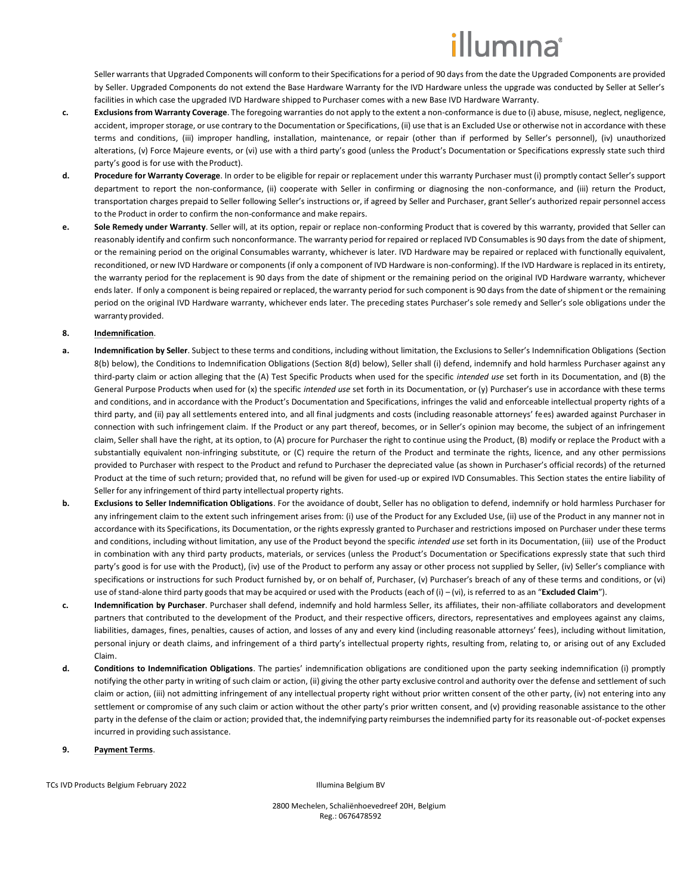Seller warrants that Upgraded Components will conform to their Specifications for a period of 90 days from the date the Upgraded Components are provided by Seller. Upgraded Components do not extend the Base Hardware Warranty for the IVD Hardware unless the upgrade was conducted by Seller at Seller's facilities in which case the upgraded IVD Hardware shipped to Purchaser comes with a new Base IVD Hardware Warranty.

**c. Exclusions from Warranty Coverage**. The foregoing warranties do not apply to the extent a non-conformance is due to (i) abuse, misuse, neglect, negligence, accident, improper storage, or use contrary to the Documentation or Specifications, (ii) use that is an Excluded Use or otherwise not in accordance with these terms and conditions, (iii) improper handling, installation, maintenance, or repair (other than if performed by Seller's personnel), (iv) unauthorized alterations, (v) Force Majeure events, or (vi) use with a third party's good (unless the Product's Documentation or Specifications expressly state such third party's good is for use with the Product).

**d. Procedure for Warranty Coverage**. In order to be eligible for repair or replacement under this warranty Purchaser must (i) promptly contact Seller's support department to report the non-conformance, (ii) cooperate with Seller in confirming or diagnosing the non-conformance, and (iii) return the Product, transportation charges prepaid to Seller following Seller's instructions or, if agreed by Seller and Purchaser, grant Seller's authorized repair personnel access to the Product in order to confirm the non-conformance and make repairs.

**e. Sole Remedy under Warranty**. Seller will, at its option, repair or replace non-conforming Product that is covered by this warranty, provided that Seller can reasonably identify and confirm such nonconformance. The warranty period for repaired or replaced IVD Consumables is 90 days from the date of shipment, or the remaining period on the original Consumables warranty, whichever is later. IVD Hardware may be repaired or replaced with functionally equivalent, reconditioned, or new IVD Hardware or components (if only a component of IVD Hardware is non-conforming). If the IVD Hardware is replaced in its entirety, the warranty period for the replacement is 90 days from the date of shipment or the remaining period on the original IVD Hardware warranty, whichever ends later. If only a component is being repaired or replaced, the warranty period for such component is 90 days from the date of shipment or the remaining period on the original IVD Hardware warranty, whichever ends later. The preceding states Purchaser's sole remedy and Seller's sole obligations under the warranty provided.

**8. <u>Indemnification</u>**.

**a. Indemnification by Seller**. Subject to these terms and conditions, including without limitation, the Exclusions to Seller's Indemnification Obligations (Section 8(b) below), the Conditions to Indemnification Obligations (Section 8(d) below), Seller shall (i) defend, indemnify and hold harmless Purchaser against any third-party claim or action alleging that the (A) Test Specific Products when used for the specific *intended use* set forth in its Documentation, and (B) the General Purpose Products when used for (x) the specific *intended use* set forth in its Documentation, or (y) Purchaser's use in accordance with these terms and conditions, and in accordance with the Product's Documentation and Specifications, infringes the valid and enforceable intellectual property rights of a third party, and (ii) pay all settlements entered into, and all final judgments and costs (including reasonable attorneys' fees) awarded against Purchaser in connection with such infringement claim. If the Product or any part thereof, becomes, or in Seller's opinion may become, the subject of an infringement claim, Seller shall have the right, at its option, to (A) procure for Purchaser the right to continue using the Product, (B) modify or replace the Product with a substantially equivalent non-infringing substitute, or (C) require the return of the Product and terminate the rights, licence, and any other permissions provided to Purchaser with respect to the Product and refund to Purchaser the depreciated value (as shown in Purchaser's official records) of the returned Product at the time of such return; provided that, no refund will be given for used-up or expired IVD Consumables. This Section states the entire liability of Seller for any infringement of third party intellectual property rights.

**b. Exclusions to Seller Indemnification Obligations**. For the avoidance of doubt, Seller has no obligation to defend, indemnify or hold harmless Purchaser for any infringement claim to the extent such infringement arises from: (i) use of the Product for any Excluded Use, (ii) use of the Product in any manner not in accordance with its Specifications, its Documentation, or the rights expressly granted to Purchaser and restrictions imposed on Purchaser under these terms and conditions, including without limitation, any use of the Product beyond the specific *intended use* set forth in its Documentation, (iii) use of the Product in combination with any third party products, materials, or services (unless the Product's Documentation or Specifications expressly state that such third party's good is for use with the Product), (iv) use of the Product to perform any assay or other process not supplied by Seller, (iv) Seller's compliance with specifications or instructions for such Product furnished by, or on behalf of, Purchaser, (v) Purchaser's breach of any of these terms and conditions, or (vi) use of stand-alone third party goods that may be acquired or used with the Products (each of (i) – (vi), is referred to as an "**Excluded Claim**").

**c. Indemnification by Purchaser**. Purchaser shall defend, indemnify and hold harmless Seller, its affiliates, their non-affiliate collaborators and development partners that contributed to the development of the Product, and their respective officers, directors, representatives and employees against any claims, liabilities, damages, fines, penalties, causes of action, and losses of any and every kind (including reasonable attorneys' fees), including without limitation, personal injury or death claims, and infringement of a third party's intellectual property rights, resulting from, relating to, or arising out of any Excluded Claim.

**d. Conditions to Indemnification Obligations**. The parties' indemnification obligations are conditioned upon the party seeking indemnification (i) promptly notifying the other party in writing of such claim or action, (ii) giving the other party exclusive control and authority over the defense and settlement of such claim or action, (iii) not admitting infringement of any intellectual property right without prior written consent of the other party, (iv) not entering into any settlement or compromise of any such claim or action without the other party's prior written consent, and (v) providing reasonable assistance to the other party in the defense of the claim or action; provided that, the indemnifying party reimburses the indemnified party for its reasonable out-of-pocket expenses incurred in providing such assistance.

**9. <u>Payment Terms</u>**.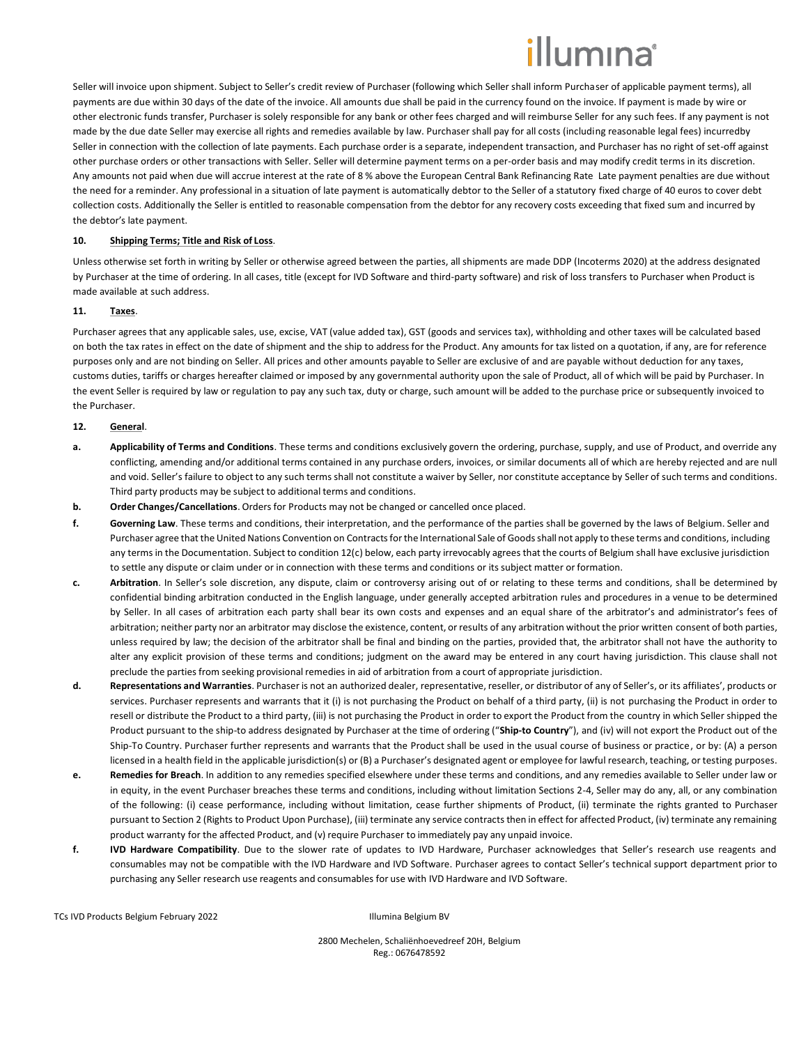Seller will invoice upon shipment. Subject to Seller's credit review of Purchaser (following which Seller shall inform Purchaser of applicable payment terms), all payments are due within 30 days of the date of the invoice. All amounts due shall be paid in the currency found on the invoice. If payment is made by wire or other electronic funds transfer, Purchaser is solely responsible for any bank or other fees charged and will reimburse Seller for any such fees. If any payment is not made by the due date Seller may exercise all rights and remedies available by law. Purchaser shall pay for all costs (including reasonable legal fees) incurredby Seller in connection with the collection of late payments. Each purchase order is a separate, independent transaction, and Purchaser has no right of set-off against other purchase orders or other transactions with Seller. Seller will determine payment terms on a per-order basis and may modify credit terms in its discretion. Any amounts not paid when due will accrue interest at the rate of 8 % above the European Central Bank Refinancing Rate Late payment penalties are due without the need for a reminder. Any professional in a situation of late payment is automatically debtor to the Seller of a statutory fixed charge of 40 euros to cover debt collection costs. Additionally the Seller is entitled to reasonable compensation from the debtor for any recovery costs exceeding that fixed sum and incurred by the debtor's late payment.

**10. Shipping Terms; Title and Risk of Loss.**

Unless otherwise set forth in writing by Seller or otherwise agreed between the parties, all shipments are made DDP (Incoterms 2020) at the address designated by Purchaser at the time of ordering. In all cases, title (except for IVD Software and third-party software) and risk of loss transfers to Purchaser when Product is made available at such address.

**11. Taxes.**

Purchaser agrees that any applicable sales, use, excise, VAT (value added tax), GST (goods and services tax), withholding and other taxes will be calculated based on both the tax rates in effect on the date of shipment and the ship to address for the Product. Any amounts for tax listed on a quotation, if any, are for reference purposes only and are not binding on Seller. All prices and other amounts payable to Seller are exclusive of and are payable without deduction for any taxes, customs duties, tariffs or charges hereafter claimed or imposed by any governmental authority upon the sale of Product, all of which will be paid by Purchaser. In the event Seller is required by law or regulation to pay any such tax, duty or charge, such amount will be added to the purchase price or subsequently invoiced to the Purchaser.

**12. General.**

**a. Applicability of Terms and Conditions**. These terms and conditions exclusively govern the ordering, purchase, supply, and use of Product, and override any conflicting, amending and/or additional terms contained in any purchase orders, invoices, or similar documents all of which are hereby rejected and are null and void. Seller's failure to object to any such terms shall not constitute a waiver by Seller, nor constitute acceptance by Seller of such terms and conditions. Third party products may be subject to additional terms and conditions.

**b. Order Changes/Cancellations**. Orders for Products may not be changed or cancelled once placed.

**f. Governing Law**. These terms and conditions, their interpretation, and the performance of the parties shall be governed by the laws of Belgium. Seller and Purchaser agree that the United Nations Convention on Contracts for the International Sale of Goods shall not apply to these terms and conditions, including any terms in the Documentation. Subject to condition 12(c) below, each party irrevocably agrees that the courts of Belgium shall have exclusive jurisdiction to settle any dispute or claim under or in connection with these terms and conditions or its subject matter or formation.

**c. Arbitration**. In Seller's sole discretion, any dispute, claim or controversy arising out of or relating to these terms and conditions, shall be determined by confidential binding arbitration conducted in the English language, under generally accepted arbitration rules and procedures in a venue to be determined by Seller. In all cases of arbitration each party shall bear its own costs and expenses and an equal share of the arbitrator's and administrator's fees of arbitration; neither party nor an arbitrator may disclose the existence, content, or results of any arbitration without the prior written consent of both parties, unless required by law; the decision of the arbitrator shall be final and binding on the parties, provided that, the arbitrator shall not have the authority to alter any explicit provision of these terms and conditions; judgment on the award may be entered in any court having jurisdiction. This clause shall not preclude the parties from seeking provisional remedies in aid of arbitration from a court of appropriate jurisdiction.

**d. Representations and Warranties**. Purchaser is not an authorized dealer, representative, reseller, or distributor of any of Seller's, or its affiliates', products or services. Purchaser represents and warrants that it (i) is not purchasing the Product on behalf of a third party, (ii) is not purchasing the Product in order to resell or distribute the Product to a third party, (iii) is not purchasing the Product in order to export the Product from the country in which Seller shipped the Product pursuant to the ship-to address designated by Purchaser at the time of ordering ("**Ship-to Country**"), and (iv) will not export the Product out of the Ship-To Country. Purchaser further represents and warrants that the Product shall be used in the usual course of business or practice, or by: (A) a person licensed in a health field in the applicable jurisdiction(s) or (B) a Purchaser's designated agent or employee for lawful research, teaching, or testing purposes.

**e. Remedies for Breach**. In addition to any remedies specified elsewhere under these terms and conditions, and any remedies available to Seller under law or in equity, in the event Purchaser breaches these terms and conditions, including without limitation Sections 2-4, Seller may do any, all, or any combination of the following: (i) cease performance, including without limitation, cease further shipments of Product, (ii) terminate the rights granted to Purchaser pursuant to Section 2 (Rights to Product Upon Purchase), (iii) terminate any service contracts then in effect for affected Product, (iv) terminate any remaining product warranty for the affected Product, and (v) require Purchaser to immediately pay any unpaid invoice.

**f. IVD Hardware Compatibility**. Due to the slower rate of updates to IVD Hardware, Purchaser acknowledges that Seller's research use reagents and consumables may not be compatible with the IVD Hardware and IVD Software. Purchaser agrees to contact Seller's technical support department prior to purchasing any Seller research use reagents and consumables for use with IVD Hardware and IVD Software.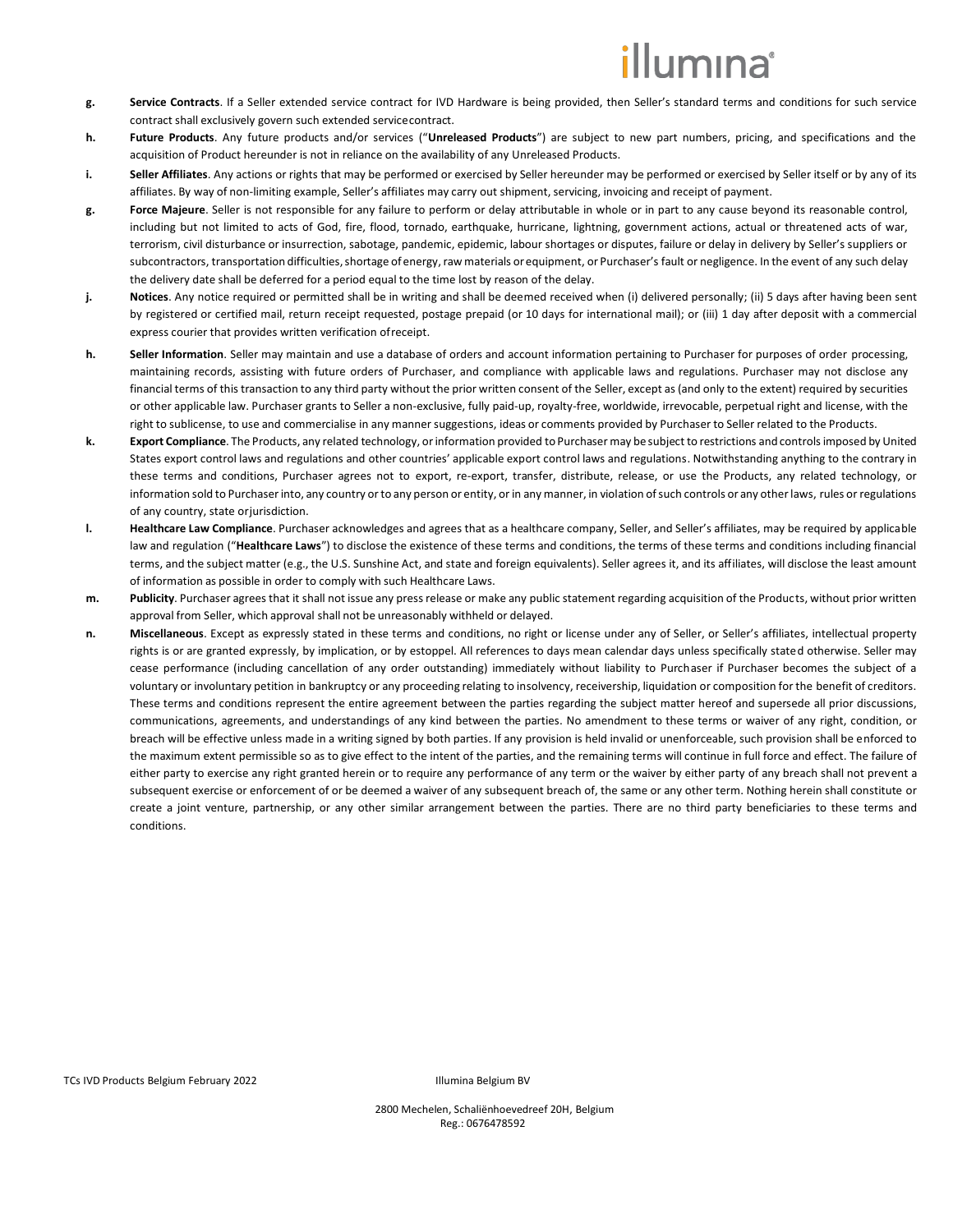**g.** **Service Contracts**. If a Seller extended service contract for IVD Hardware is being provided, then Seller's standard terms and conditions for such service contract shall exclusively govern such extended servicecontract.

**h.** **Future Products**. Any future products and/or services ("**Unreleased Products**") are subject to new part numbers, pricing, and specifications and the acquisition of Product hereunder is not in reliance on the availability of any Unreleased Products.

**i.** **Seller Affiliates**. Any actions or rights that may be performed or exercised by Seller hereunder may be performed or exercised by Seller itself or by any of its affiliates. By way of non-limiting example, Seller's affiliates may carry out shipment, servicing, invoicing and receipt of payment.

**g.** **Force Majeure**. Seller is not responsible for any failure to perform or delay attributable in whole or in part to any cause beyond its reasonable control, including but not limited to acts of God, fire, flood, tornado, earthquake, hurricane, lightning, government actions, actual or threatened acts of war, terrorism, civil disturbance or insurrection, sabotage, pandemic, epidemic, labour shortages or disputes, failure or delay in delivery by Seller's suppliers or subcontractors, transportation difficulties, shortage of energy, raw materials or equipment, or Purchaser's fault or negligence. In the event of any such delay the delivery date shall be deferred for a period equal to the time lost by reason of the delay.

**j.** **Notices**. Any notice required or permitted shall be in writing and shall be deemed received when (i) delivered personally; (ii) 5 days after having been sent by registered or certified mail, return receipt requested, postage prepaid (or 10 days for international mail); or (iii) 1 day after deposit with a commercial express courier that provides written verification ofreceipt.

**h.** **Seller Information**. Seller may maintain and use a database of orders and account information pertaining to Purchaser for purposes of order processing, maintaining records, assisting with future orders of Purchaser, and compliance with applicable laws and regulations. Purchaser may not disclose any financial terms of this transaction to any third party without the prior written consent of the Seller, except as (and only to the extent) required by securities or other applicable law. Purchaser grants to Seller a non-exclusive, fully paid-up, royalty-free, worldwide, irrevocable, perpetual right and license, with the right to sublicense, to use and commercialise in any manner suggestions, ideas or comments provided by Purchaser to Seller related to the Products.

**k.** **Export Compliance**. The Products, any related technology, or information provided to Purchaser may be subject to restrictions and controls imposed by United States export control laws and regulations and other countries' applicable export control laws and regulations. Notwithstanding anything to the contrary in these terms and conditions, Purchaser agrees not to export, re-export, transfer, distribute, release, or use the Products, any related technology, or information sold to Purchaser into, any country or to any person or entity, or in any manner, in violation of such controls or any other laws, rules or regulations of any country, state orjurisdiction.

**l.** **Healthcare Law Compliance**. Purchaser acknowledges and agrees that as a healthcare company, Seller, and Seller's affiliates, may be required by applicable law and regulation ("**Healthcare Laws**") to disclose the existence of these terms and conditions, the terms of these terms and conditions including financial terms, and the subject matter (e.g., the U.S. Sunshine Act, and state and foreign equivalents). Seller agrees it, and its affiliates, will disclose the least amount of information as possible in order to comply with such Healthcare Laws.

**m.** **Publicity**. Purchaser agrees that it shall not issue any press release or make any public statement regarding acquisition of the Products, without prior written approval from Seller, which approval shall not be unreasonably withheld or delayed.

**n.** **Miscellaneous**. Except as expressly stated in these terms and conditions, no right or license under any of Seller, or Seller's affiliates, intellectual property rights is or are granted expressly, by implication, or by estoppel. All references to days mean calendar days unless specifically stated otherwise. Seller may cease performance (including cancellation of any order outstanding) immediately without liability to Purchaser if Purchaser becomes the subject of a voluntary or involuntary petition in bankruptcy or any proceeding relating to insolvency, receivership, liquidation or composition for the benefit of creditors. These terms and conditions represent the entire agreement between the parties regarding the subject matter hereof and supersede all prior discussions, communications, agreements, and understandings of any kind between the parties. No amendment to these terms or waiver of any right, condition, or breach will be effective unless made in a writing signed by both parties. If any provision is held invalid or unenforceable, such provision shall be enforced to the maximum extent permissible so as to give effect to the intent of the parties, and the remaining terms will continue in full force and effect. The failure of either party to exercise any right granted herein or to require any performance of any term or the waiver by either party of any breach shall not prevent a subsequent exercise or enforcement of or be deemed a waiver of any subsequent breach of, the same or any other term. Nothing herein shall constitute or create a joint venture, partnership, or any other similar arrangement between the parties. There are no third party beneficiaries to these terms and conditions.